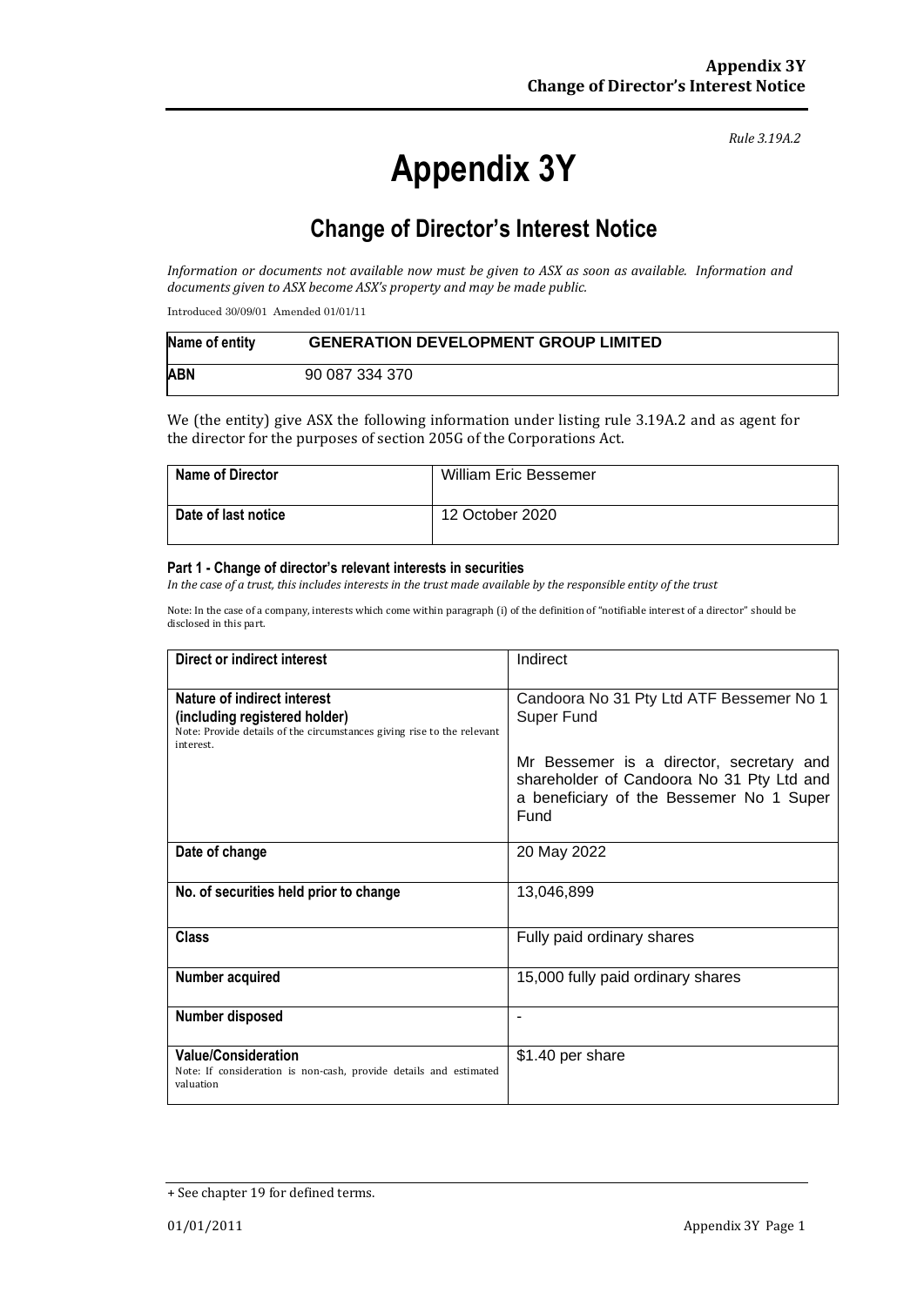*Rule 3.19A.2*

# Appendix 3Y

## Change of Director's Interest Notice

*Information or documents not available now must be given to ASX as soon as available. Information and documents given to ASX become ASX's property and may be made public.*

Introduced 30/09/01 Amended 01/01/11

| | |
|---|---|
| **Name of entity** | **GENERATION DEVELOPMENT GROUP LIMITED** |
| **ABN** | 90 087 334 370 |

We (the entity) give ASX the following information under listing rule 3.19A.2 and as agent for the director for the purposes of section 205G of the Corporations Act.

| | |
|---|---|
| **Name of Director** | William Eric Bessemer |
| **Date of last notice** | 12 October 2020 |

#### Part 1 - Change of director's relevant interests in securities

*In the case of a trust, this includes interests in the trust made available by the responsible entity of the trust*

Note: In the case of a company, interests which come within paragraph (i) of the definition of "notifiable interest of a director" should be disclosed in this part.

| | |
|---|---|
| **Direct or indirect interest** | Indirect |
| **Nature of indirect interest (including registered holder)**<br>Note: Provide details of the circumstances giving rise to the relevant interest. | Candoora No 31 Pty Ltd ATF Bessemer No 1 Super Fund<br><br>Mr Bessemer is a director, secretary and shareholder of Candoora No 31 Pty Ltd and a beneficiary of the Bessemer No 1 Super Fund |
| **Date of change** | 20 May 2022 |
| **No. of securities held prior to change** | 13,046,899 |
| **Class** | Fully paid ordinary shares |
| **Number acquired** | 15,000 fully paid ordinary shares |
| **Number disposed** | - |
| **Value/Consideration**<br>Note: If consideration is non-cash, provide details and estimated valuation | $1.40 per share |

+ See chapter 19 for defined terms.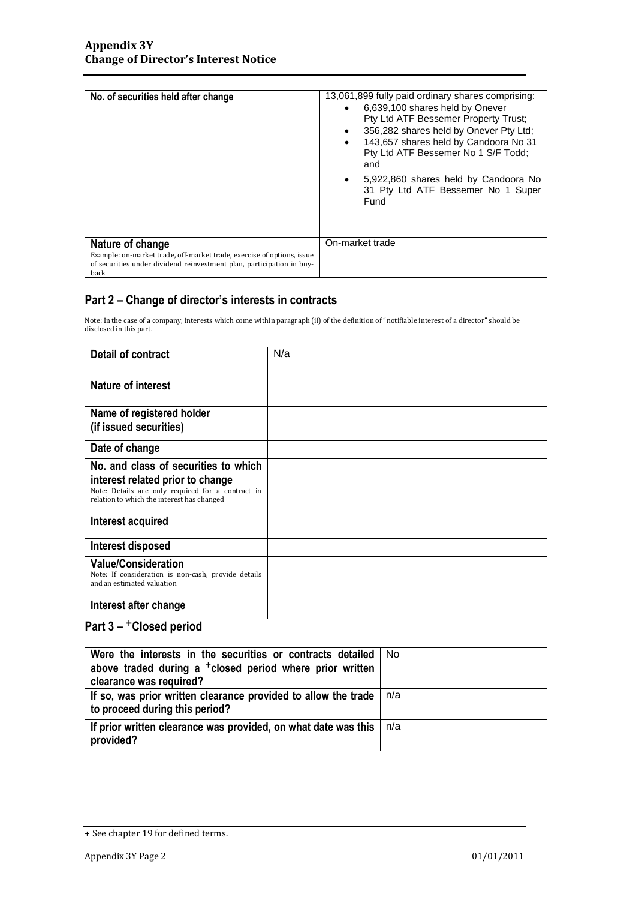| | |
|---|---|
| **No. of securities held after change** | 13,061,899 fully paid ordinary shares comprising:<br>• 6,639,100 shares held by Onever Pty Ltd ATF Bessemer Property Trust;<br>• 356,282 shares held by Onever Pty Ltd;<br>• 143,657 shares held by Candoora No 31 Pty Ltd ATF Bessemer No 1 S/F Todd; and<br>• 5,922,860 shares held by Candoora No 31 Pty Ltd ATF Bessemer No 1 Super Fund |
| **Nature of change**<br>Example: on-market trade, off-market trade, exercise of options, issue of securities under dividend reinvestment plan, participation in buy-back | On-market trade |

## Part 2 – Change of director's interests in contracts

Note: In the case of a company, interests which come within paragraph (ii) of the definition of "notifiable interest of a director" should be disclosed in this part.

| | |
|---|---|
| **Detail of contract** | N/a |
| **Nature of interest** | |
| **Name of registered holder (if issued securities)** | |
| **Date of change** | |
| **No. and class of securities to which interest related prior to change**<br>Note: Details are only required for a contract in relation to which the interest has changed | |
| **Interest acquired** | |
| **Interest disposed** | |
| **Value/Consideration**<br>Note: If consideration is non-cash, provide details and an estimated valuation | |
| **Interest after change** | |

## Part 3 – +Closed period

| | |
|---|---|
| **Were the interests in the securities or contracts detailed above traded during a +closed period where prior written clearance was required?** | No |
| **If so, was prior written clearance provided to allow the trade to proceed during this period?** | n/a |
| **If prior written clearance was provided, on what date was this provided?** | n/a |

+ See chapter 19 for defined terms.